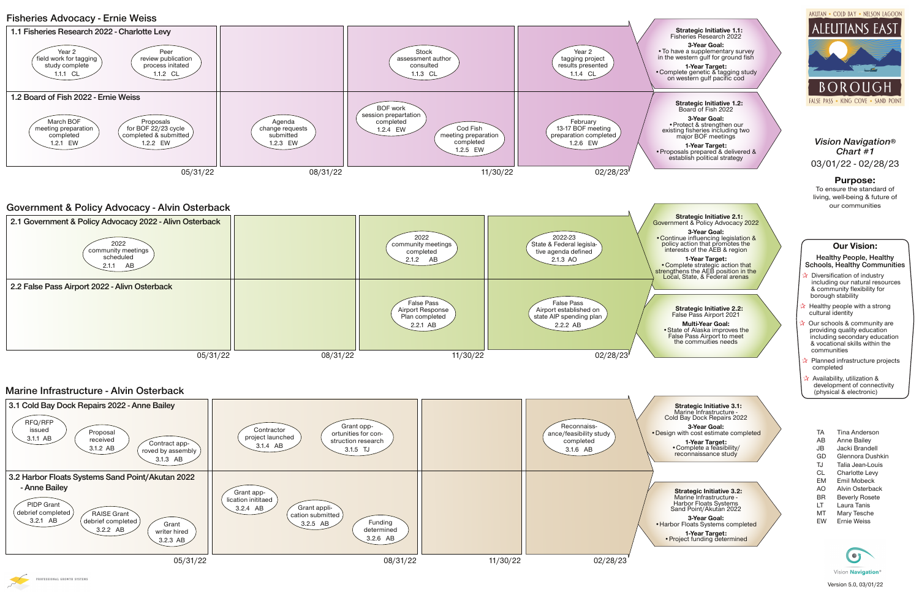# Vision Navigation® Chart #1

**Aleutians East Borough** (Akutan • Cold Bay • Nelson Lagoon • False Pass • King Cove • Sand Point)

*Vision Navigation® Chart #1*

03/01/22 - 02/28/23

**Purpose:**
To ensure the standard of living, well-being & future of our communities

## Fisheries Advocacy - Ernie Weiss

### 1.1 Fisheries Research 2022 - Charlotte Levy

| Through 05/31/22 | Through 08/31/22 | Through 11/30/22 | Through 02/28/23 |
|---|---|---|---|
| Year 2 field work for tagging study complete 1.1.1 CL; Peer review publication process initated 1.1.2 CL | | Stock assessment author consulted 1.1.3 CL | Year 2 tagging project results presented 1.1.4 CL |

**Strategic Initiative 1.1:** Fisheries Research 2022
**3-Year Goal:**
- To have a supplementary survey in the western gulf for ground fish

**1-Year Target:**
- Complete genetic & tagging study on western gulf pacific cod

### 1.2 Board of Fish 2022 - Ernie Weiss

| Through 05/31/22 | Through 08/31/22 | Through 11/30/22 | Through 02/28/23 |
|---|---|---|---|
| March BOF meeting preparation completed 1.2.1 EW; Proposals for BOF 22/23 cycle completed & submitted 1.2.2 EW | Agenda change requests submitted 1.2.3 EW | BOF work session prepartation completed 1.2.4 EW; Cod Fish meeting preparation completed 1.2.5 EW | February 13-17 BOF meeting preparation completed 1.2.6 EW |

**Strategic Initiative 1.2:** Board of Fish 2022
**3-Year Goal:**
- Protect & strengthen our existing fisheries including two major BOF meetings

**1-Year Target:**
- Proposals prepared & delivered & establish political strategy

## Government & Policy Advocacy - Alvin Osterback

### 2.1 Government & Policy Advocacy 2022 - Alivn Osterback

| Through 05/31/22 | Through 08/31/22 | Through 11/30/22 | Through 02/28/23 |
|---|---|---|---|
| 2022 community meetings scheduled 2.1.1 AB | | 2022 community meetings completed 2.1.2 AB | 2022-23 State & Federal legislative agenda defined 2.1.3 AO |

**Strategic Initiative 2.1:** Government & Policy Advocacy 2022
**3-Year Goal:**
- Continue influencing legislation & policy action that promotes the interests of the AEB & region

**1-Year Target:**
- Complete strategic action that strengthens the AEB position in the Local, State, & Federal arenas

### 2.2 False Pass Airport 2022 - Alivn Osterback

| Through 05/31/22 | Through 08/31/22 | Through 11/30/22 | Through 02/28/23 |
|---|---|---|---|
| | | False Pass Airport Response Plan completed 2.2.1 AB | False Pass Airport established on state AIP spending plan 2.2.2 AB |

**Strategic Initiative 2.2:** False Pass Airport 2021
**Multi-Year Goal:**
- State of Alaska improves the False Pass Airport to meet the commuities needs

## Marine Infrastructure - Alvin Osterback

### 3.1 Cold Bay Dock Repairs 2022 - Anne Bailey

| Through 05/31/22 | Through 08/31/22 | Through 11/30/22 | Through 02/28/23 |
|---|---|---|---|
| RFQ/RFP issued 3.1.1 AB; Proposal received 3.1.2 AB; Contract approved by assembly 3.1.3 AB | Contractor project launched 3.1.4 AB; Grant opportunities for construction research 3.1.5 TJ | | Reconnaissance/feasibility study completed 3.1.6 AB |

**Strategic Initiative 3.1:** Marine Infrastructure - Cold Bay Dock Repairs 2022
**3-Year Goal:**
- Design with cost estimate completed

**1-Year Target:**
- Complete a feasibility/ reconnaissance study

### 3.2 Harbor Floats Systems Sand Point/Akutan 2022 - Anne Bailey

| Through 05/31/22 | Through 08/31/22 | Through 11/30/22 | Through 02/28/23 |
|---|---|---|---|
| PIDP Grant debrief completed 3.2.1 AB; RAISE Grant debrief completed 3.2.2 AB; Grant writer hired 3.2.3 AB | Grant application initiated 3.2.4 AB; Grant application submitted 3.2.5 AB; Funding determined 3.2.6 AB | | |

**Strategic Initiative 3.2:** Marine Infrastructure - Harbor Floats Systems Sand Point/Akutan 2022
**3-Year Goal:**
- Harbor Floats Systems completed

**1-Year Target:**
- Project funding determined

## Our Vision:

**Healthy People, Healthy Schools, Healthy Communities**

- Diversification of industry including our natural resources & community flexibility for borough stability
- Healthy people with a strong cultural identity
- Our schools & community are providing quality education including secondary education & vocational skills within the communities
- Planned infrastructure projects completed
- Availability, utilization & development of connectivity (physical & electronic)

| Initials | Name |
|---|---|
| TA | Tina Anderson |
| AB | Anne Bailey |
| JB | Jacki Brandell |
| GD | Glennora Dushkin |
| TJ | Talia Jean-Louis |
| CL | Charlotte Levy |
| EM | Emil Mobeck |
| AO | Alvin Osterback |
| BR | Beverly Rosete |
| LT | Laura Tanis |
| MT | Mary Tesche |
| EW | Ernie Weiss |

Vision Navigation®

Version 5.0, 03/01/22

PROFESSIONAL GROWTH SYSTEMS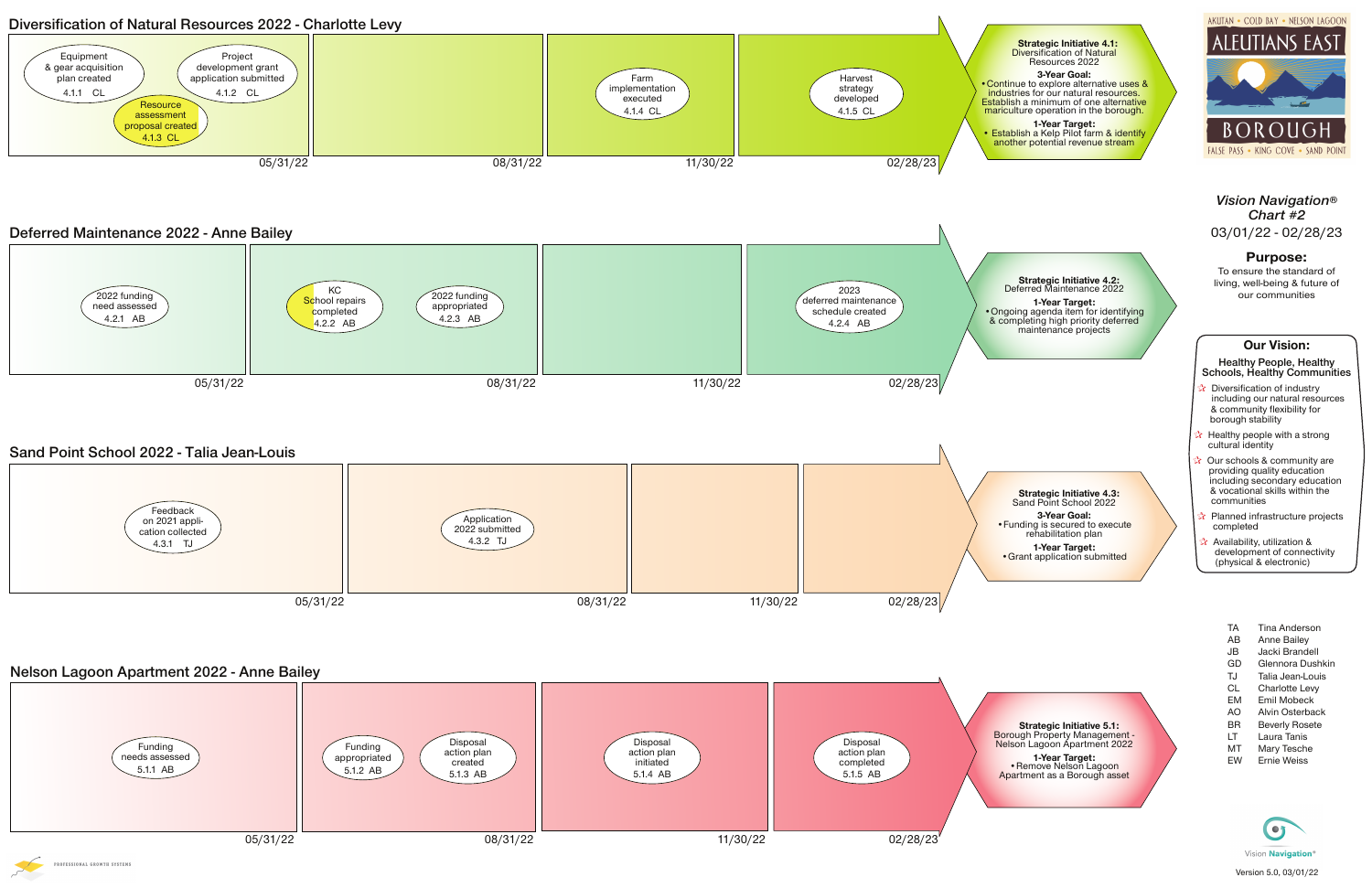## Diversification of Natural Resources 2022 - Charlotte Levy

| 05/31/22 | 08/31/22 | 11/30/22 | 02/28/23 |
|---|---|---|---|
| Equipment & gear acquisition plan created 4.1.1 CL; Project development grant application submitted 4.1.2 CL; Resource assessment proposal created 4.1.3 CL | | Farm implementation executed 4.1.4 CL | Harvest strategy developed 4.1.5 CL |

**Strategic Initiative 4.1:**
Diversification of Natural Resources 2022

**3-Year Goal:**
- Continue to explore alternative uses & industries for our natural resources. Establish a minimum of one alternative mariculture operation in the borough.

**1-Year Target:**
- Establish a Kelp Pilot farm & identify another potential revenue stream

## Deferred Maintenance 2022 - Anne Bailey

| 05/31/22 | 08/31/22 | 11/30/22 | 02/28/23 |
|---|---|---|---|
| 2022 funding need assessed 4.2.1 AB | KC School repairs completed 4.2.2 AB; 2022 funding appropriated 4.2.3 AB | | 2023 deferred maintenance schedule created 4.2.4 AB |

**Strategic Initiative 4.2:**
Deferred Maintenance 2022

**1-Year Target:**
- Ongoing agenda item for identifying & completing high priority deferred maintenance projects

## Sand Point School 2022 - Talia Jean-Louis

| 05/31/22 | 08/31/22 | 11/30/22 | 02/28/23 |
|---|---|---|---|
| Feedback on 2021 application collected 4.3.1 TJ | Application 2022 submitted 4.3.2 TJ | | |

**Strategic Initiative 4.3:**
Sand Point School 2022

**3-Year Goal:**
- Funding is secured to execute rehabilitation plan

**1-Year Target:**
- Grant application submitted

## Nelson Lagoon Apartment 2022 - Anne Bailey

| 05/31/22 | 08/31/22 | 11/30/22 | 02/28/23 |
|---|---|---|---|
| Funding needs assessed 5.1.1 AB | Funding appropriated 5.1.2 AB; Disposal action plan created 5.1.3 AB | Disposal action plan initiated 5.1.4 AB | Disposal action plan completed 5.1.5 AB |

**Strategic Initiative 5.1:**
Borough Property Management - Nelson Lagoon Apartment 2022

**1-Year Target:**
- Remove Nelson Lagoon Apartment as a Borough asset

---

AKUTAN • COLD BAY • NELSON LAGOON
ALEUTIANS EAST BOROUGH
FALSE PASS • KING COVE • SAND POINT

*Vision Navigation® Chart #2*
03/01/22 - 02/28/23

### Purpose:
To ensure the standard of living, well-being & future of our communities

### Our Vision:
**Healthy People, Healthy Schools, Healthy Communities**

- Diversification of industry including our natural resources & community flexibility for borough stability
- Healthy people with a strong cultural identity
- Our schools & community are providing quality education including secondary education & vocational skills within the communities
- Planned infrastructure projects completed
- Availability, utilization & development of connectivity (physical & electronic)

| | |
|---|---|
| TA | Tina Anderson |
| AB | Anne Bailey |
| JB | Jacki Brandell |
| GD | Glennora Dushkin |
| TJ | Talia Jean-Louis |
| CL | Charlotte Levy |
| EM | Emil Mobeck |
| AO | Alvin Osterback |
| BR | Beverly Rosete |
| LT | Laura Tanis |
| MT | Mary Tesche |
| EW | Ernie Weiss |

Vision Navigation®
Version 5.0, 03/01/22

PROFESSIONAL GROWTH SYSTEMS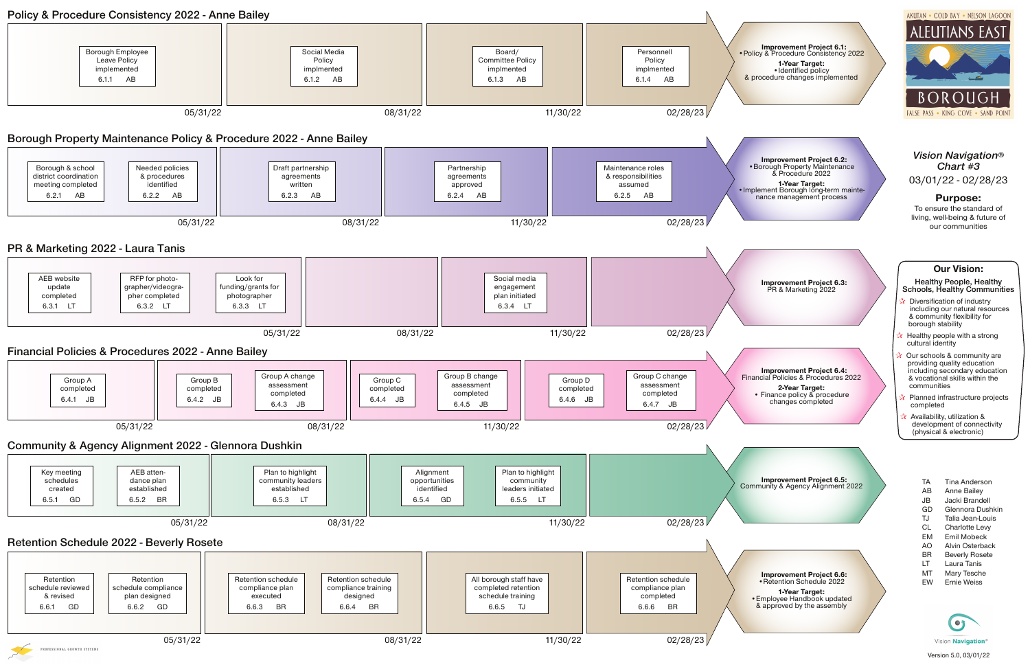## Policy & Procedure Consistency 2022 - Anne Bailey

- Borough Employee Leave Policy implemented — 6.1.1 AB
- 05/31/22
- Social Media Policy implmented — 6.1.2 AB
- 08/31/22
- Board/Committee Policy implmented — 6.1.3 AB
- 11/30/22
- Personnell Policy implmented — 6.1.4 AB
- 02/28/23

**Improvement Project 6.1:**
• Policy & Procedure Consistency 2022
**1-Year Target:**
• Identified policy & procedure changes implemented

## Borough Property Maintenance Policy & Procedure 2022 - Anne Bailey

- Borough & school district coordination meeting completed — 6.2.1 AB
- Needed policies & procedures identified — 6.2.2 AB
- 05/31/22
- Draft partnership agreements written — 6.2.3 AB
- 08/31/22
- Partnership agreements approved — 6.2.4 AB
- 11/30/22
- Maintenance roles & responsibilities assumed — 6.2.5 AB
- 02/28/23

**Improvement Project 6.2:**
• Borough Property Maintenance & Procedure 2022
**1-Year Target:**
• Implement Borough long-term maintenance management process

## PR & Marketing 2022 - Laura Tanis

- AEB website update completed — 6.3.1 LT
- RFP for photographer/videographer completed — 6.3.2 LT
- Look for funding/grants for photographer — 6.3.3 LT
- 05/31/22
- 08/31/22
- Social media engagement plan initiated — 6.3.4 LT
- 11/30/22
- 02/28/23

**Improvement Project 6.3:**
PR & Marketing 2022

## Financial Policies & Procedures 2022 - Anne Bailey

- Group A completed — 6.4.1 JB
- 05/31/22
- Group B completed — 6.4.2 JB
- Group A change assessment completed — 6.4.3 JB
- 08/31/22
- Group C completed — 6.4.4 JB
- Group B change assessment completed — 6.4.5 JB
- 11/30/22
- Group D completed — 6.4.6 JB
- Group C change assessment completed — 6.4.7 JB
- 02/28/23

**Improvement Project 6.4:**
Financial Policies & Procedures 2022
**2-Year Target:**
• Finance policy & procedure changes completed

## Community & Agency Alignment 2022 - Glennora Dushkin

- Key meeting schedules created — 6.5.1 GD
- AEB attendance plan established — 6.5.2 BR
- 05/31/22
- Plan to highlight community leaders established — 6.5.3 LT
- 08/31/22
- Alignment opportunities identified — 6.5.4 GD
- Plan to highlight community leaders initiated — 6.5.5 LT
- 11/30/22
- 02/28/23

**Improvement Project 6.5:**
Community & Agency Alignment 2022

## Retention Schedule 2022 - Beverly Rosete

- Retention schedule reviewed & revised — 6.6.1 GD
- Retention schedule compliance plan designed — 6.6.2 GD
- 05/31/22
- Retention schedule compliance plan executed — 6.6.3 BR
- Retention schedule compliance training designed — 6.6.4 BR
- 08/31/22
- All borough staff have completed retention schedule training — 6.6.5 TJ
- 11/30/22
- Retention schedule compliance plan completed — 6.6.6 BR
- 02/28/23

**Improvement Project 6.6:**
• Retention Schedule 2022
**1-Year Target:**
• Employee Handbook updated & approved by the assembly

AKUTAN • COLD BAY • NELSON LAGOON
ALEUTIANS EAST BOROUGH
FALSE PASS • KING COVE • SAND POINT

*Vision Navigation® Chart #3*
03/01/22 - 02/28/23

**Purpose:**
To ensure the standard of living, well-being & future of our communities

**Our Vision:**
**Healthy People, Healthy Schools, Healthy Communities**
- Diversification of industry including our natural resources & community flexibility for borough stability
- Healthy people with a strong cultural identity
- Our schools & community are providing quality education including secondary education & vocational skills within the communities
- Planned infrastructure projects completed
- Availability, utilization & development of connectivity (physical & electronic)

| | |
|---|---|
| TA | Tina Anderson |
| AB | Anne Bailey |
| JB | Jacki Brandell |
| GD | Glennora Dushkin |
| TJ | Talia Jean-Louis |
| CL | Charlotte Levy |
| EM | Emil Mobeck |
| AO | Alvin Osterback |
| BR | Beverly Rosete |
| LT | Laura Tanis |
| MT | Mary Tesche |
| EW | Ernie Weiss |

Vision Navigation®
Version 5.0, 03/01/22

PROFESSIONAL GROWTH SYSTEMS